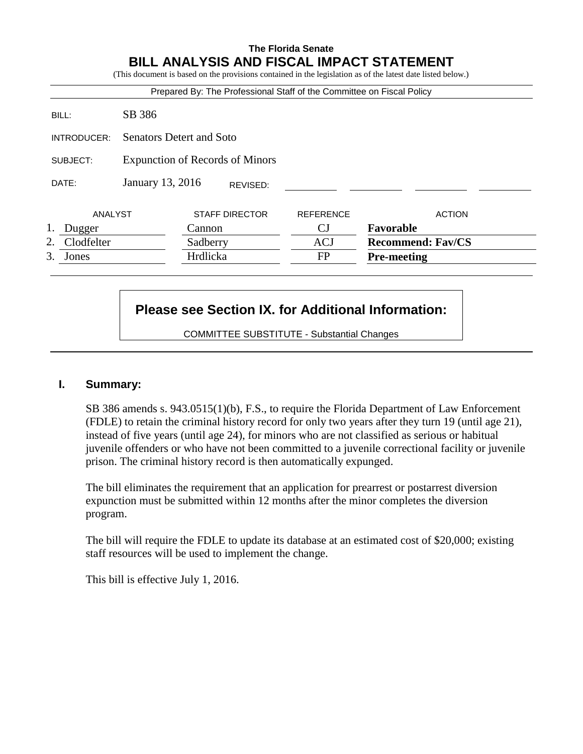**The Florida Senate**

# BILL ANALYSIS AND FISCAL IMPACT STATEMENT

(This document is based on the provisions contained in the legislation as of the latest date listed below.)

Prepared By: The Professional Staff of the Committee on Fiscal Policy

| | |
|---|---|
| BILL: | SB 386 |
| INTRODUCER: | Senators Detert and Soto |
| SUBJECT: | Expunction of Records of Minors |
| DATE: | January 13, 2016 REVISED: |

| | ANALYST | STAFF DIRECTOR | REFERENCE | ACTION |
|---|---|---|---|---|
| 1. | Dugger | Cannon | CJ | **Favorable** |
| 2. | Clodfelter | Sadberry | ACJ | **Recommend: Fav/CS** |
| 3. | Jones | Hrdlicka | FP | **Pre-meeting** |

**Please see Section IX. for Additional Information:**

COMMITTEE SUBSTITUTE - Substantial Changes

## I. Summary:

SB 386 amends s. 943.0515(1)(b), F.S., to require the Florida Department of Law Enforcement (FDLE) to retain the criminal history record for only two years after they turn 19 (until age 21), instead of five years (until age 24), for minors who are not classified as serious or habitual juvenile offenders or who have not been committed to a juvenile correctional facility or juvenile prison. The criminal history record is then automatically expunged.

The bill eliminates the requirement that an application for prearrest or postarrest diversion expunction must be submitted within 12 months after the minor completes the diversion program.

The bill will require the FDLE to update its database at an estimated cost of $20,000; existing staff resources will be used to implement the change.

This bill is effective July 1, 2016.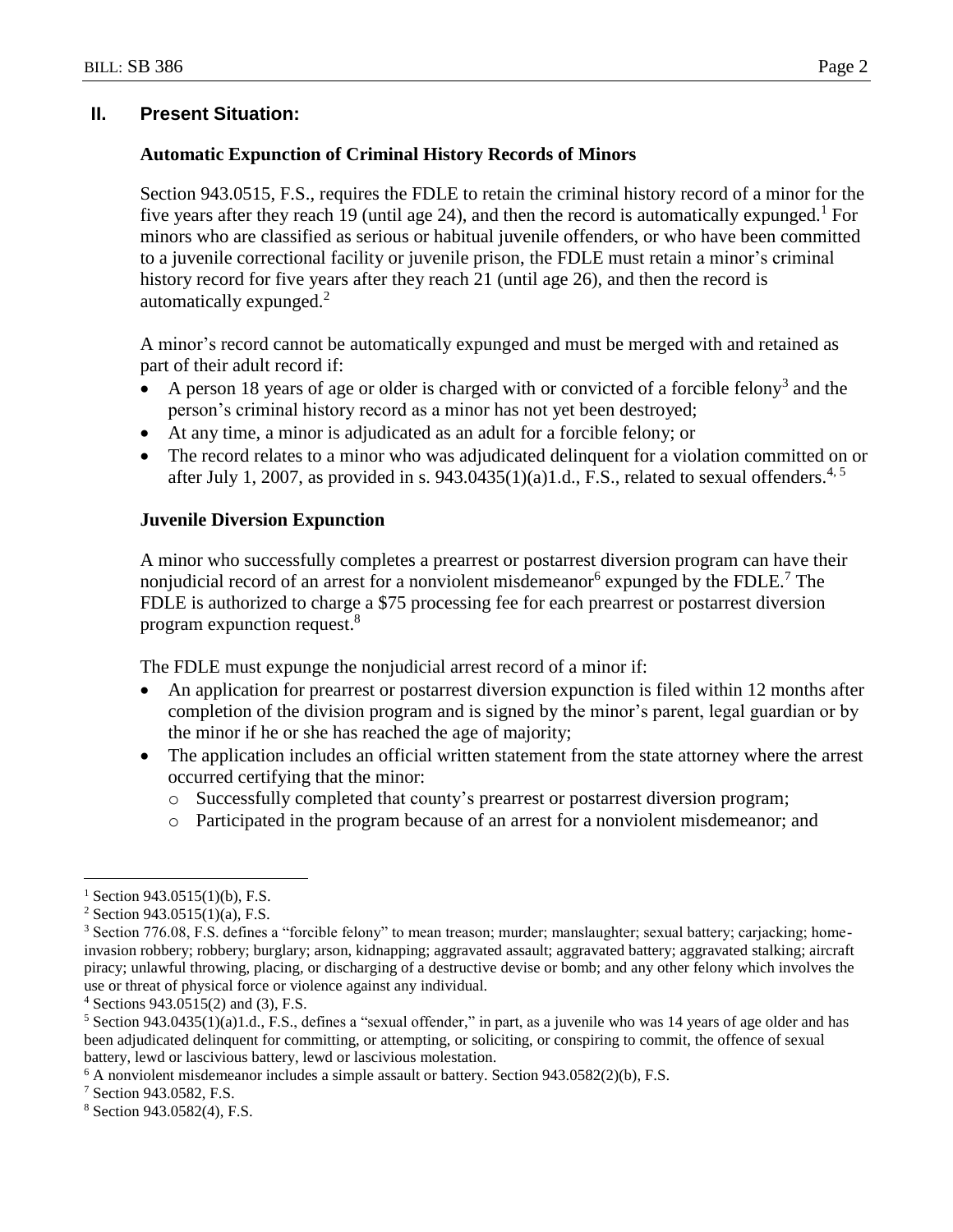## II. Present Situation:

### Automatic Expunction of Criminal History Records of Minors

Section 943.0515, F.S., requires the FDLE to retain the criminal history record of a minor for the five years after they reach 19 (until age 24), and then the record is automatically expunged.[1] For minors who are classified as serious or habitual juvenile offenders, or who have been committed to a juvenile correctional facility or juvenile prison, the FDLE must retain a minor's criminal history record for five years after they reach 21 (until age 26), and then the record is automatically expunged.[2]

A minor's record cannot be automatically expunged and must be merged with and retained as part of their adult record if:

- A person 18 years of age or older is charged with or convicted of a forcible felony[3] and the person's criminal history record as a minor has not yet been destroyed;
- At any time, a minor is adjudicated as an adult for a forcible felony; or
- The record relates to a minor who was adjudicated delinquent for a violation committed on or after July 1, 2007, as provided in s. 943.0435(1)(a)1.d., F.S., related to sexual offenders.[4, 5]

### Juvenile Diversion Expunction

A minor who successfully completes a prearrest or postarrest diversion program can have their nonjudicial record of an arrest for a nonviolent misdemeanor[6] expunged by the FDLE.[7] The FDLE is authorized to charge a $75 processing fee for each prearrest or postarrest diversion program expunction request.[8]

The FDLE must expunge the nonjudicial arrest record of a minor if:

- An application for prearrest or postarrest diversion expunction is filed within 12 months after completion of the division program and is signed by the minor's parent, legal guardian or by the minor if he or she has reached the age of majority;
- The application includes an official written statement from the state attorney where the arrest occurred certifying that the minor:
  - Successfully completed that county's prearrest or postarrest diversion program;
  - Participated in the program because of an arrest for a nonviolent misdemeanor; and

---

[1] Section 943.0515(1)(b), F.S.

[2] Section 943.0515(1)(a), F.S.

[3] Section 776.08, F.S. defines a "forcible felony" to mean treason; murder; manslaughter; sexual battery; carjacking; home-invasion robbery; robbery; burglary; arson, kidnapping; aggravated assault; aggravated battery; aggravated stalking; aircraft piracy; unlawful throwing, placing, or discharging of a destructive devise or bomb; and any other felony which involves the use or threat of physical force or violence against any individual.

[4] Sections 943.0515(2) and (3), F.S.

[5] Section 943.0435(1)(a)1.d., F.S., defines a "sexual offender," in part, as a juvenile who was 14 years of age older and has been adjudicated delinquent for committing, or attempting, or soliciting, or conspiring to commit, the offence of sexual battery, lewd or lascivious battery, lewd or lascivious molestation.

[6] A nonviolent misdemeanor includes a simple assault or battery. Section 943.0582(2)(b), F.S.

[7] Section 943.0582, F.S.

[8] Section 943.0582(4), F.S.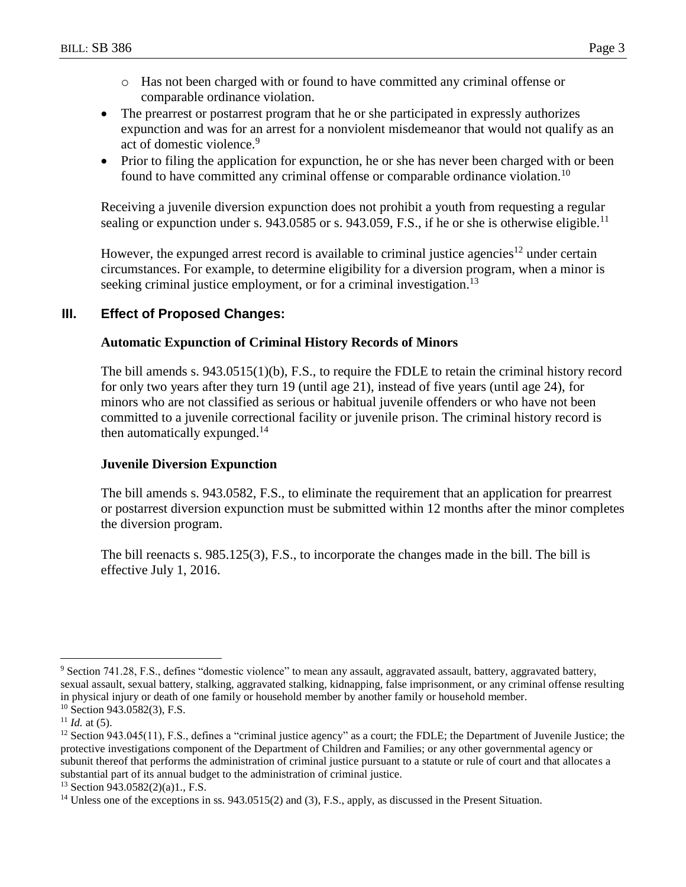- Has not been charged with or found to have committed any criminal offense or comparable ordinance violation.
- The prearrest or postarrest program that he or she participated in expressly authorizes expunction and was for an arrest for a nonviolent misdemeanor that would not qualify as an act of domestic violence.[9]
- Prior to filing the application for expunction, he or she has never been charged with or been found to have committed any criminal offense or comparable ordinance violation.[10]

Receiving a juvenile diversion expunction does not prohibit a youth from requesting a regular sealing or expunction under s. 943.0585 or s. 943.059, F.S., if he or she is otherwise eligible.[11]

However, the expunged arrest record is available to criminal justice agencies[12] under certain circumstances. For example, to determine eligibility for a diversion program, when a minor is seeking criminal justice employment, or for a criminal investigation.[13]

## III. Effect of Proposed Changes:

### Automatic Expunction of Criminal History Records of Minors

The bill amends s. 943.0515(1)(b), F.S., to require the FDLE to retain the criminal history record for only two years after they turn 19 (until age 21), instead of five years (until age 24), for minors who are not classified as serious or habitual juvenile offenders or who have not been committed to a juvenile correctional facility or juvenile prison. The criminal history record is then automatically expunged.[14]

### Juvenile Diversion Expunction

The bill amends s. 943.0582, F.S., to eliminate the requirement that an application for prearrest or postarrest diversion expunction must be submitted within 12 months after the minor completes the diversion program.

The bill reenacts s. 985.125(3), F.S., to incorporate the changes made in the bill. The bill is effective July 1, 2016.

---

[9] Section 741.28, F.S., defines "domestic violence" to mean any assault, aggravated assault, battery, aggravated battery, sexual assault, sexual battery, stalking, aggravated stalking, kidnapping, false imprisonment, or any criminal offense resulting in physical injury or death of one family or household member by another family or household member.

[10] Section 943.0582(3), F.S.

[11] *Id.* at (5).

[12] Section 943.045(11), F.S., defines a "criminal justice agency" as a court; the FDLE; the Department of Juvenile Justice; the protective investigations component of the Department of Children and Families; or any other governmental agency or subunit thereof that performs the administration of criminal justice pursuant to a statute or rule of court and that allocates a substantial part of its annual budget to the administration of criminal justice.

[13] Section 943.0582(2)(a)1., F.S.

[14] Unless one of the exceptions in ss. 943.0515(2) and (3), F.S., apply, as discussed in the Present Situation.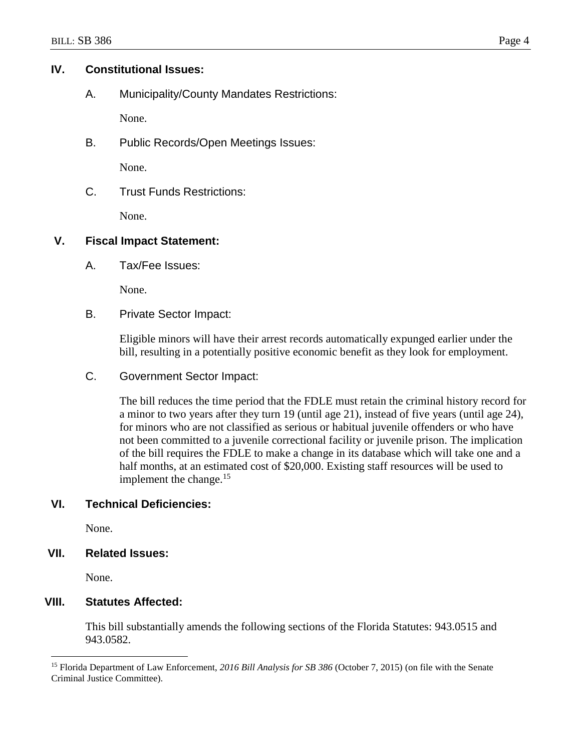## IV. Constitutional Issues:

### A. Municipality/County Mandates Restrictions:

None.

### B. Public Records/Open Meetings Issues:

None.

### C. Trust Funds Restrictions:

None.

## V. Fiscal Impact Statement:

### A. Tax/Fee Issues:

None.

### B. Private Sector Impact:

Eligible minors will have their arrest records automatically expunged earlier under the bill, resulting in a potentially positive economic benefit as they look for employment.

### C. Government Sector Impact:

The bill reduces the time period that the FDLE must retain the criminal history record for a minor to two years after they turn 19 (until age 21), instead of five years (until age 24), for minors who are not classified as serious or habitual juvenile offenders or who have not been committed to a juvenile correctional facility or juvenile prison. The implication of the bill requires the FDLE to make a change in its database which will take one and a half months, at an estimated cost of $20,000. Existing staff resources will be used to implement the change.[15]

## VI. Technical Deficiencies:

None.

## VII. Related Issues:

None.

## VIII. Statutes Affected:

This bill substantially amends the following sections of the Florida Statutes: 943.0515 and 943.0582.

---

[15] Florida Department of Law Enforcement, *2016 Bill Analysis for SB 386* (October 7, 2015) (on file with the Senate Criminal Justice Committee).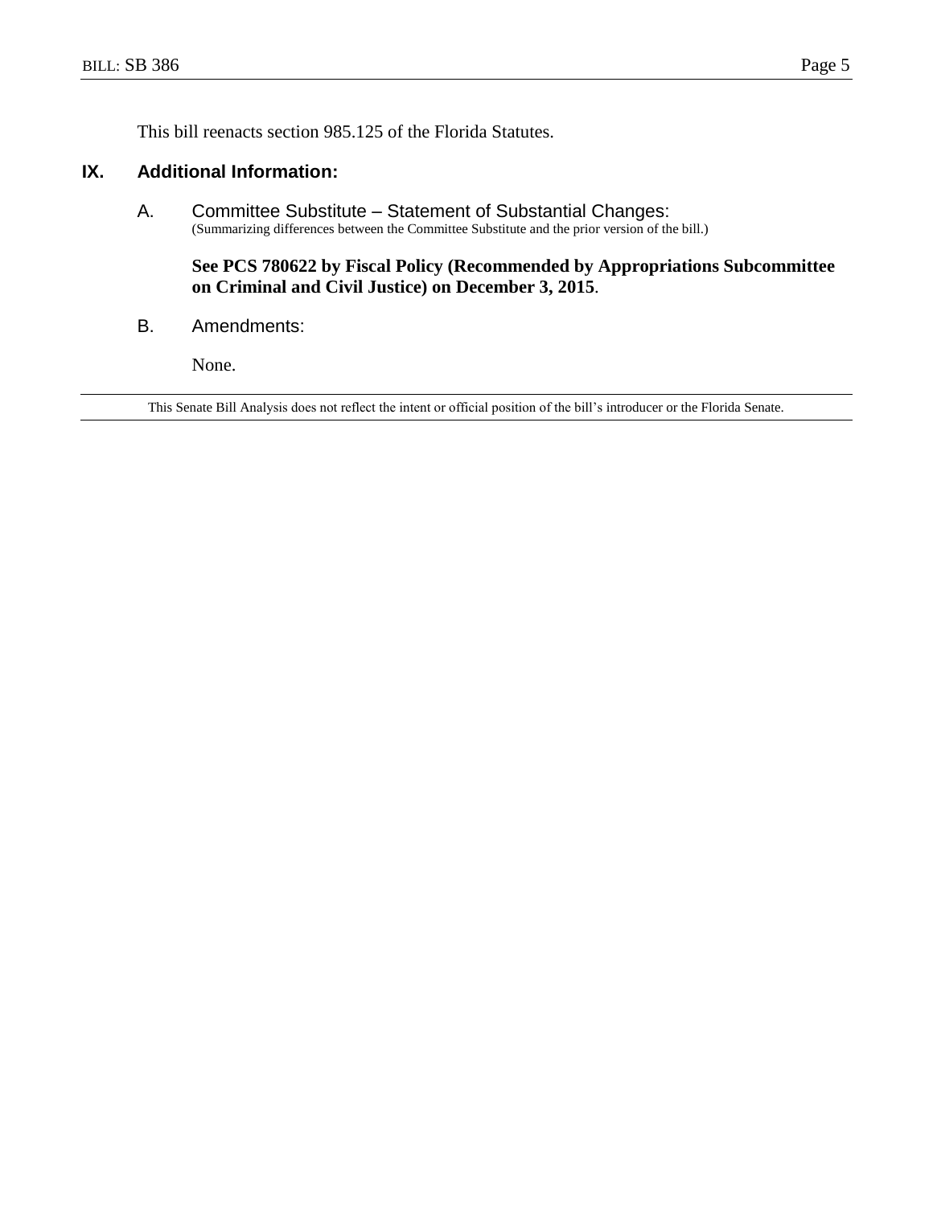This bill reenacts section 985.125 of the Florida Statutes.

## IX. Additional Information:

### A. Committee Substitute – Statement of Substantial Changes:

(Summarizing differences between the Committee Substitute and the prior version of the bill.)

**See PCS 780622 by Fiscal Policy (Recommended by Appropriations Subcommittee on Criminal and Civil Justice) on December 3, 2015**.

### B. Amendments:

None.

This Senate Bill Analysis does not reflect the intent or official position of the bill's introducer or the Florida Senate.